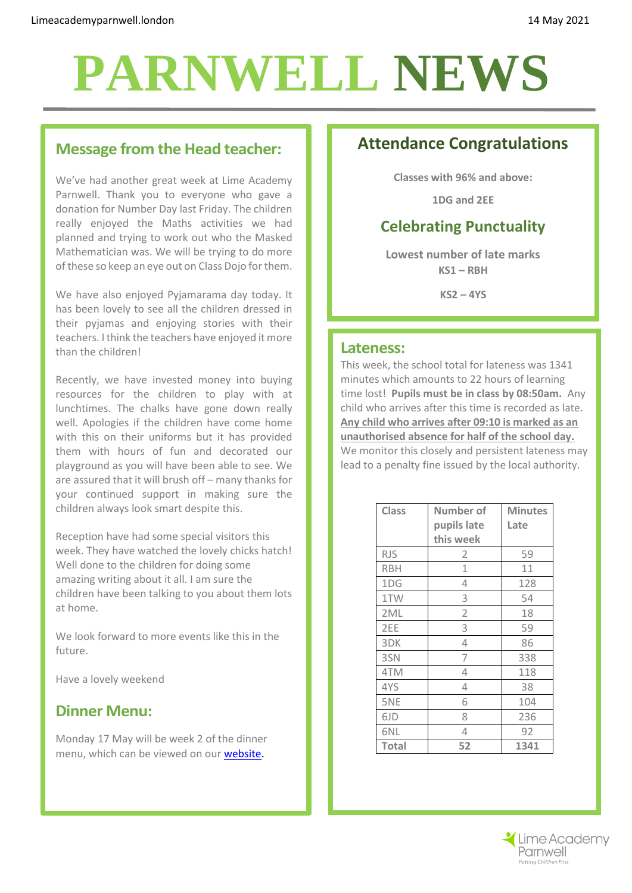Limeacademyparnwell.london

14 May 2021

# PARNWELL NEWS

## Message from the Head teacher:

We've had another great week at Lime Academy Parnwell. Thank you to everyone who gave a donation for Number Day last Friday. The children really enjoyed the Maths activities we had planned and trying to work out who the Masked Mathematician was. We will be trying to do more of these so keep an eye out on Class Dojo for them.

We have also enjoyed Pyjamarama day today. It has been lovely to see all the children dressed in their pyjamas and enjoying stories with their teachers. I think the teachers have enjoyed it more than the children!

Recently, we have invested money into buying resources for the children to play with at lunchtimes. The chalks have gone down really well. Apologies if the children have come home with this on their uniforms but it has provided them with hours of fun and decorated our playground as you will have been able to see. We are assured that it will brush off – many thanks for your continued support in making sure the children always look smart despite this.

Reception have had some special visitors this week. They have watched the lovely chicks hatch! Well done to the children for doing some amazing writing about it all. I am sure the children have been talking to you about them lots at home.

We look forward to more events like this in the future.

Have a lovely weekend

## Dinner Menu:

Monday 17 May will be week 2 of the dinner menu, which can be viewed on our [website](website).

## Attendance Congratulations

**Classes with 96% and above:**

**1DG and 2EE**

## Celebrating Punctuality

**Lowest number of late marks**

**KS1 – RBH**

**KS2 – 4YS**

## Lateness:

This week, the school total for lateness was 1341 minutes which amounts to 22 hours of learning time lost! **Pupils must be in class by 08:50am.** Any child who arrives after this time is recorded as late. **Any child who arrives after 09:10 is marked as an unauthorised absence for half of the school day.** We monitor this closely and persistent lateness may lead to a penalty fine issued by the local authority.

| Class | Number of pupils late this week | Minutes Late |
|---|---|---|
| RJS | 2 | 59 |
| RBH | 1 | 11 |
| 1DG | 4 | 128 |
| 1TW | 3 | 54 |
| 2ML | 2 | 18 |
| 2EE | 3 | 59 |
| 3DK | 4 | 86 |
| 3SN | 7 | 338 |
| 4TM | 4 | 118 |
| 4YS | 4 | 38 |
| 5NE | 6 | 104 |
| 6JD | 8 | 236 |
| 6NL | 4 | 92 |
| **Total** | **52** | **1341** |

Lime Academy Parnwell
*Putting Children First*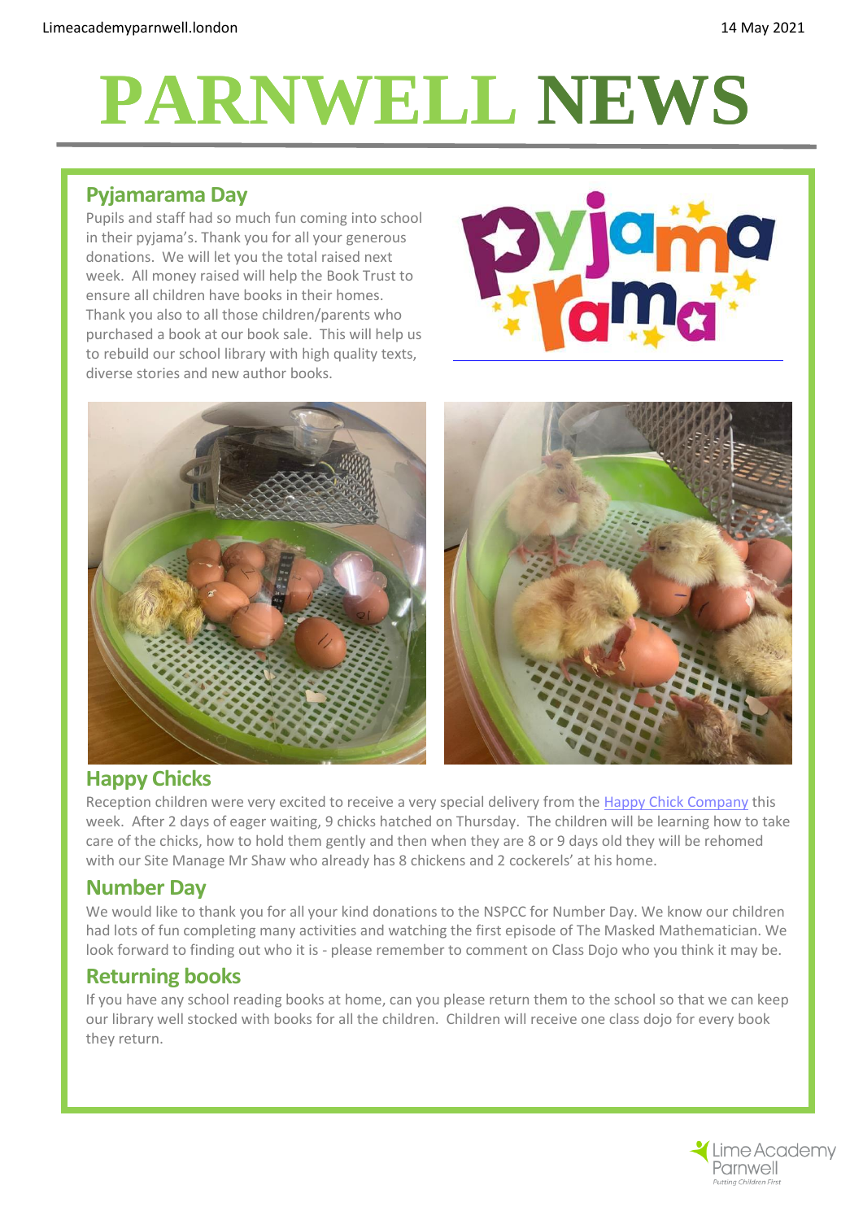# PARNWELL NEWS

## Pyjamarama Day

Pupils and staff had so much fun coming into school in their pyjama's. Thank you for all your generous donations. We will let you the total raised next week. All money raised will help the Book Trust to ensure all children have books in their homes. Thank you also to all those children/parents who purchased a book at our book sale. This will help us to rebuild our school library with high quality texts, diverse stories and new author books.

## Happy Chicks

Reception children were very excited to receive a very special delivery from the Happy Chick Company this week. After 2 days of eager waiting, 9 chicks hatched on Thursday. The children will be learning how to take care of the chicks, how to hold them gently and then when they are 8 or 9 days old they will be rehomed with our Site Manage Mr Shaw who already has 8 chickens and 2 cockerels' at his home.

## Number Day

We would like to thank you for all your kind donations to the NSPCC for Number Day. We know our children had lots of fun completing many activities and watching the first episode of The Masked Mathematician. We look forward to finding out who it is - please remember to comment on Class Dojo who you think it may be.

## Returning books

If you have any school reading books at home, can you please return them to the school so that we can keep our library well stocked with books for all the children. Children will receive one class dojo for every book they return.